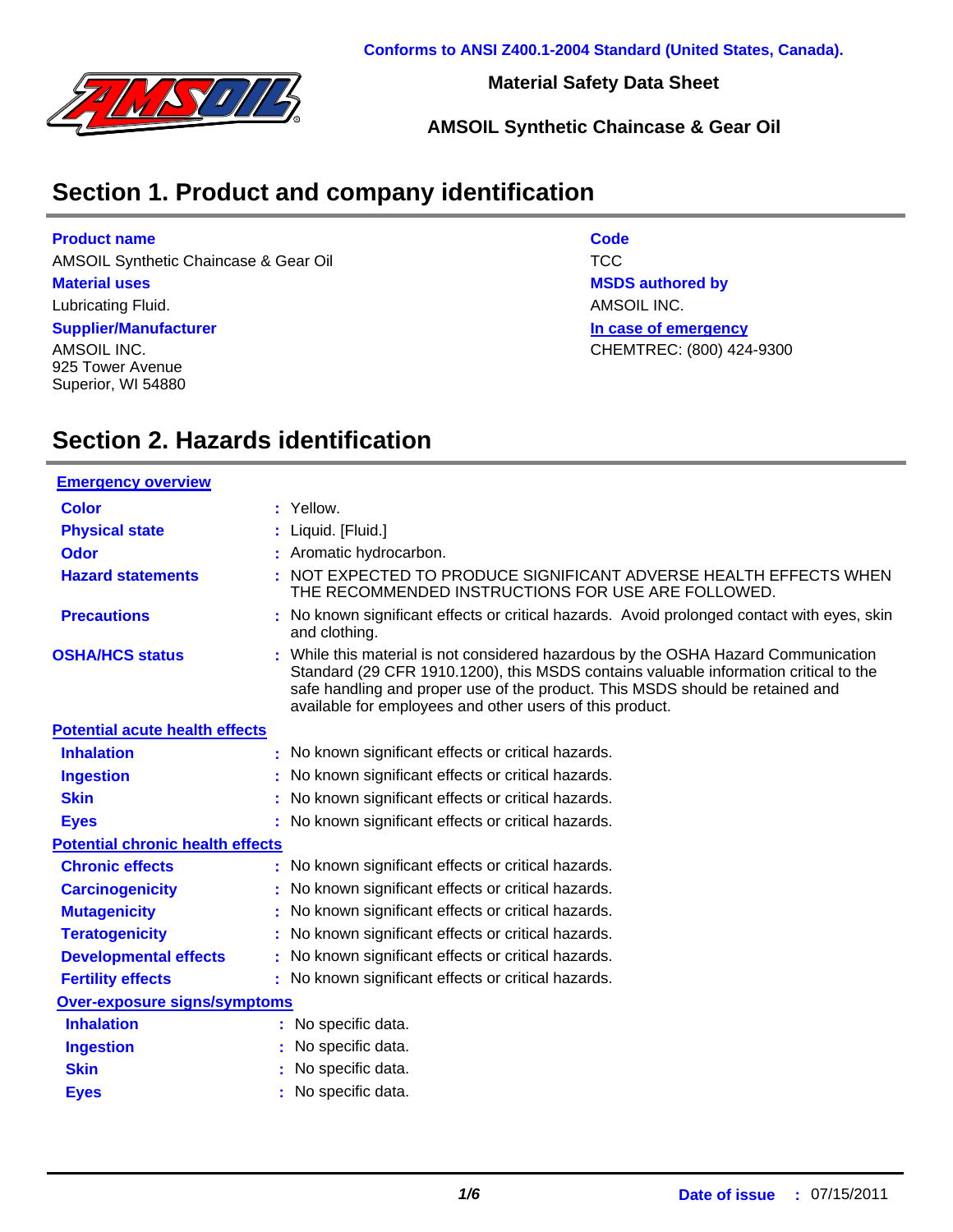Conforms to ANSI Z400.1-2004 Standard (United States, Canada).

**Material Safety Data Sheet**

**AMSOIL Synthetic Chaincase & Gear Oil**

## Section 1. Product and company identification

**Product name**
AMSOIL Synthetic Chaincase & Gear Oil

**Material uses**
Lubricating Fluid.

**Supplier/Manufacturer**
AMSOIL INC.
925 Tower Avenue
Superior, WI 54880

**Code**
TCC

**MSDS authored by**
AMSOIL INC.

**In case of emergency**
CHEMTREC: (800) 424-9300

## Section 2. Hazards identification

**Emergency overview**

- **Color** : Yellow.
- **Physical state** : Liquid. [Fluid.]
- **Odor** : Aromatic hydrocarbon.
- **Hazard statements** : NOT EXPECTED TO PRODUCE SIGNIFICANT ADVERSE HEALTH EFFECTS WHEN THE RECOMMENDED INSTRUCTIONS FOR USE ARE FOLLOWED.
- **Precautions** : No known significant effects or critical hazards. Avoid prolonged contact with eyes, skin and clothing.

**OSHA/HCS status** : While this material is not considered hazardous by the OSHA Hazard Communication Standard (29 CFR 1910.1200), this MSDS contains valuable information critical to the safe handling and proper use of the product. This MSDS should be retained and available for employees and other users of this product.

**Potential acute health effects**

- **Inhalation** : No known significant effects or critical hazards.
- **Ingestion** : No known significant effects or critical hazards.
- **Skin** : No known significant effects or critical hazards.
- **Eyes** : No known significant effects or critical hazards.

**Potential chronic health effects**

- **Chronic effects** : No known significant effects or critical hazards.
- **Carcinogenicity** : No known significant effects or critical hazards.
- **Mutagenicity** : No known significant effects or critical hazards.
- **Teratogenicity** : No known significant effects or critical hazards.
- **Developmental effects** : No known significant effects or critical hazards.
- **Fertility effects** : No known significant effects or critical hazards.

**Over-exposure signs/symptoms**

- **Inhalation** : No specific data.
- **Ingestion** : No specific data.
- **Skin** : No specific data.
- **Eyes** : No specific data.

**Date of issue** : 07/15/2011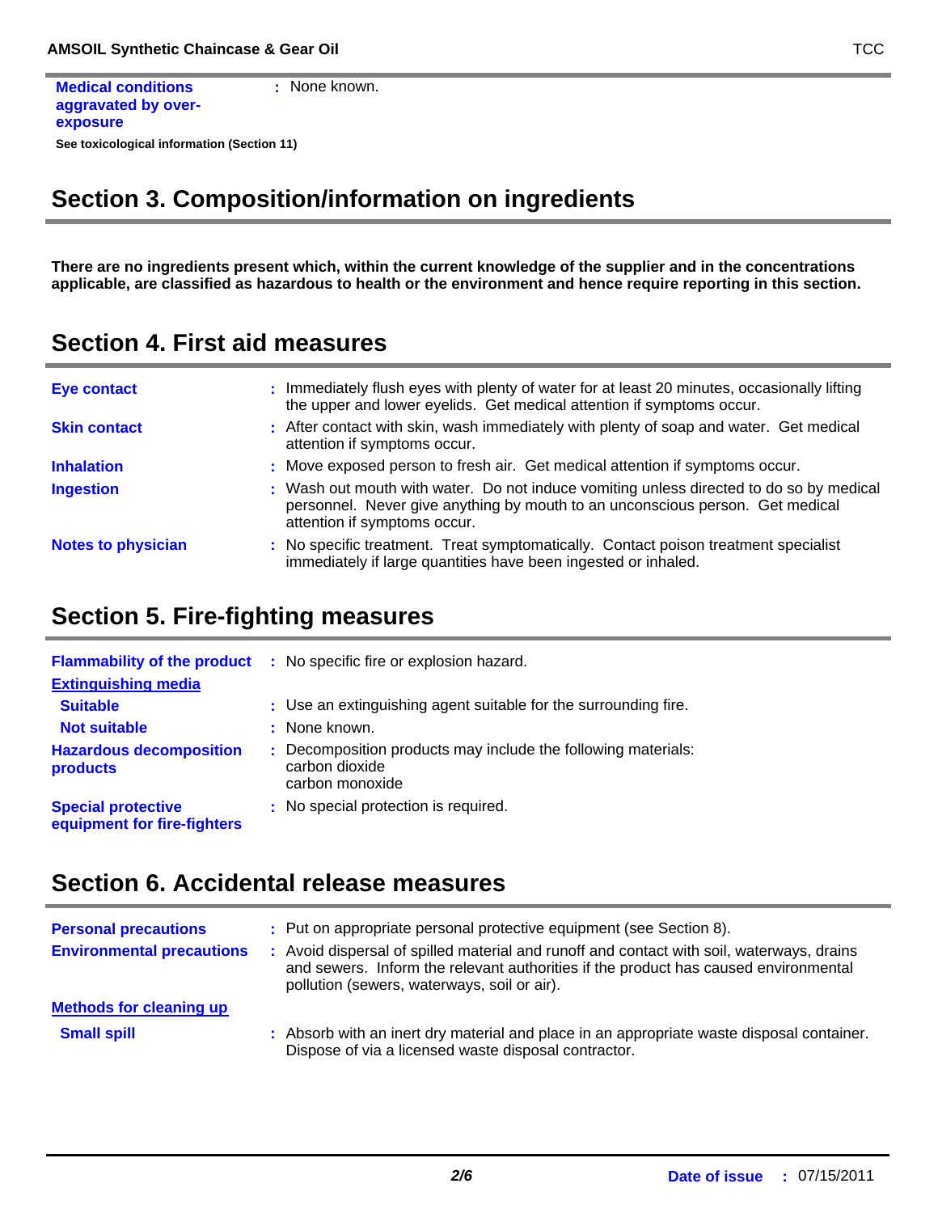**Medical conditions aggravated by over-exposure** : None known.

**See toxicological information (Section 11)**

## Section 3. Composition/information on ingredients

**There are no ingredients present which, within the current knowledge of the supplier and in the concentrations applicable, are classified as hazardous to health or the environment and hence require reporting in this section.**

## Section 4. First aid measures

| | |
|---|---|
| **Eye contact** | : Immediately flush eyes with plenty of water for at least 20 minutes, occasionally lifting the upper and lower eyelids. Get medical attention if symptoms occur. |
| **Skin contact** | : After contact with skin, wash immediately with plenty of soap and water. Get medical attention if symptoms occur. |
| **Inhalation** | : Move exposed person to fresh air. Get medical attention if symptoms occur. |
| **Ingestion** | : Wash out mouth with water. Do not induce vomiting unless directed to do so by medical personnel. Never give anything by mouth to an unconscious person. Get medical attention if symptoms occur. |
| **Notes to physician** | : No specific treatment. Treat symptomatically. Contact poison treatment specialist immediately if large quantities have been ingested or inhaled. |

## Section 5. Fire-fighting measures

| | |
|---|---|
| **Flammability of the product** | : No specific fire or explosion hazard. |
| **Extinguishing media** | |
| **Suitable** | : Use an extinguishing agent suitable for the surrounding fire. |
| **Not suitable** | : None known. |
| **Hazardous decomposition products** | : Decomposition products may include the following materials: carbon dioxide, carbon monoxide |
| **Special protective equipment for fire-fighters** | : No special protection is required. |

## Section 6. Accidental release measures

| | |
|---|---|
| **Personal precautions** | : Put on appropriate personal protective equipment (see Section 8). |
| **Environmental precautions** | : Avoid dispersal of spilled material and runoff and contact with soil, waterways, drains and sewers. Inform the relevant authorities if the product has caused environmental pollution (sewers, waterways, soil or air). |
| **Methods for cleaning up** | |
| **Small spill** | : Absorb with an inert dry material and place in an appropriate waste disposal container. Dispose of via a licensed waste disposal contractor. |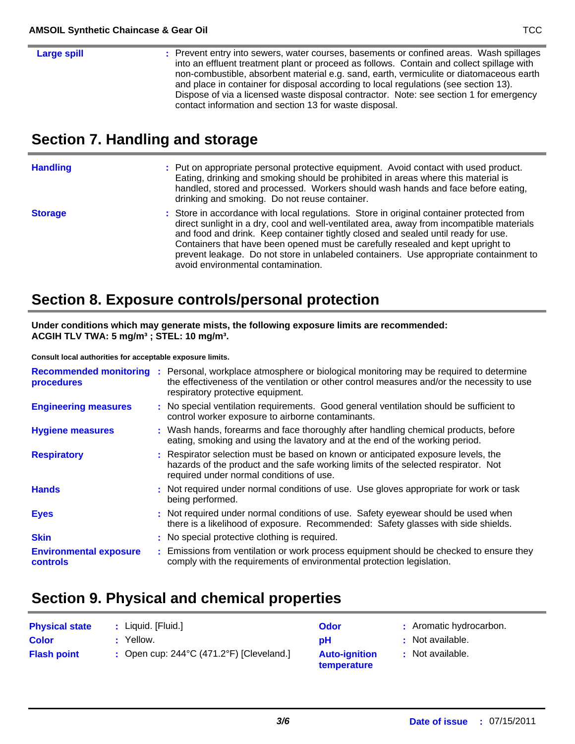**Large spill** : Prevent entry into sewers, water courses, basements or confined areas. Wash spillages into an effluent treatment plant or proceed as follows. Contain and collect spillage with non-combustible, absorbent material e.g. sand, earth, vermiculite or diatomaceous earth and place in container for disposal according to local regulations (see section 13). Dispose of via a licensed waste disposal contractor. Note: see section 1 for emergency contact information and section 13 for waste disposal.

## Section 7. Handling and storage

**Handling** : Put on appropriate personal protective equipment. Avoid contact with used product. Eating, drinking and smoking should be prohibited in areas where this material is handled, stored and processed. Workers should wash hands and face before eating, drinking and smoking. Do not reuse container.

**Storage** : Store in accordance with local regulations. Store in original container protected from direct sunlight in a dry, cool and well-ventilated area, away from incompatible materials and food and drink. Keep container tightly closed and sealed until ready for use. Containers that have been opened must be carefully resealed and kept upright to prevent leakage. Do not store in unlabeled containers. Use appropriate containment to avoid environmental contamination.

## Section 8. Exposure controls/personal protection

**Under conditions which may generate mists, the following exposure limits are recommended:**
**ACGIH TLV TWA: 5 mg/m³ ; STEL: 10 mg/m³.**

**Consult local authorities for acceptable exposure limits.**

**Recommended monitoring procedures** : Personal, workplace atmosphere or biological monitoring may be required to determine the effectiveness of the ventilation or other control measures and/or the necessity to use respiratory protective equipment.

**Engineering measures** : No special ventilation requirements. Good general ventilation should be sufficient to control worker exposure to airborne contaminants.

**Hygiene measures** : Wash hands, forearms and face thoroughly after handling chemical products, before eating, smoking and using the lavatory and at the end of the working period.

**Respiratory** : Respirator selection must be based on known or anticipated exposure levels, the hazards of the product and the safe working limits of the selected respirator. Not required under normal conditions of use.

**Hands** : Not required under normal conditions of use. Use gloves appropriate for work or task being performed.

**Eyes** : Not required under normal conditions of use. Safety eyewear should be used when there is a likelihood of exposure. Recommended: Safety glasses with side shields.

**Skin** : No special protective clothing is required.

**Environmental exposure controls** : Emissions from ventilation or work process equipment should be checked to ensure they comply with the requirements of environmental protection legislation.

## Section 9. Physical and chemical properties

**Physical state** : Liquid. [Fluid.]

**Color** : Yellow.

**Flash point** : Open cup: 244°C (471.2°F) [Cleveland.]

**Odor** : Aromatic hydrocarbon.

**pH** : Not available.

**Auto-ignition temperature** : Not available.

**Date of issue** : 07/15/2011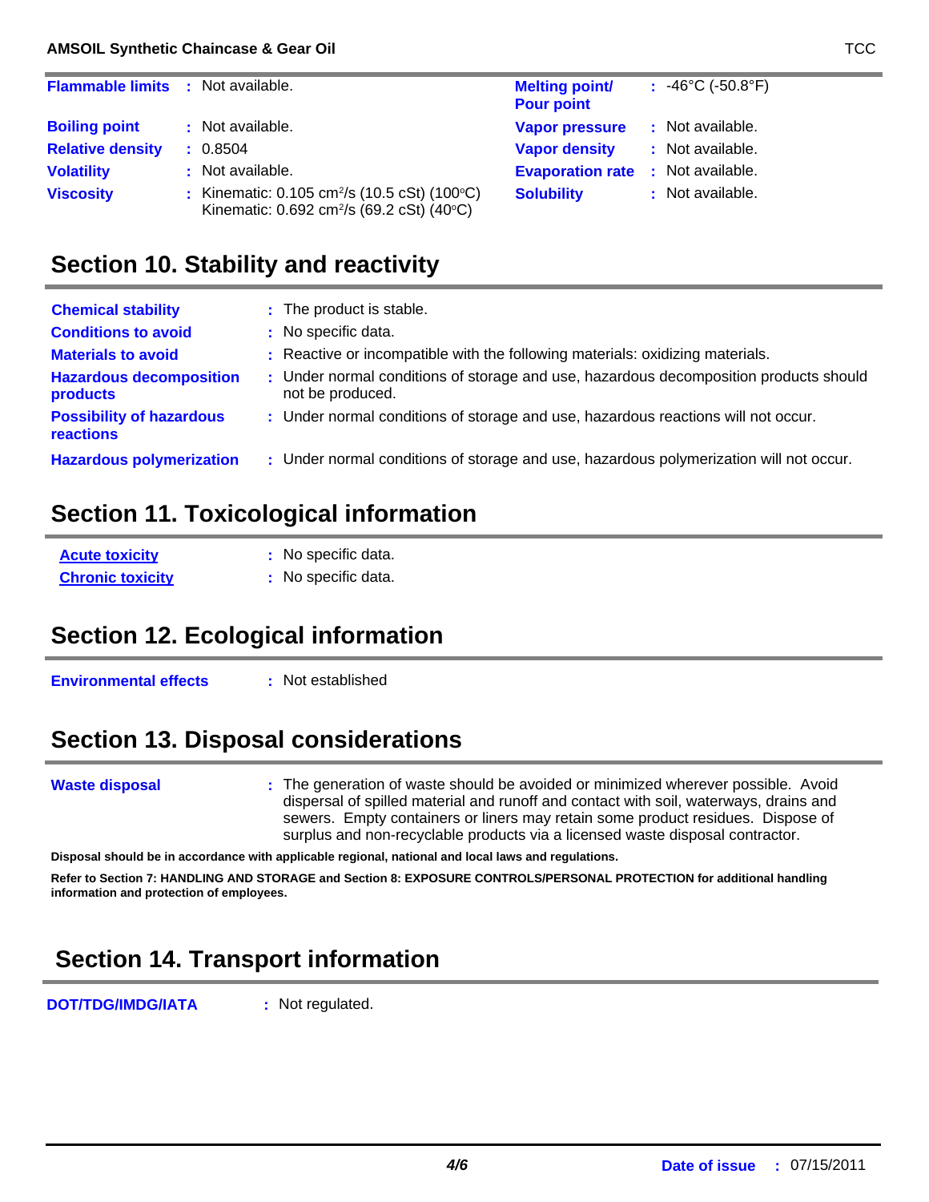| | | | |
|---|---|---|---|
| **Flammable limits** | : Not available. | **Melting point/ Pour point** | : -46°C (-50.8°F) |
| **Boiling point** | : Not available. | **Vapor pressure** | : Not available. |
| **Relative density** | : 0.8504 | **Vapor density** | : Not available. |
| **Volatility** | : Not available. | **Evaporation rate** | : Not available. |
| **Viscosity** | : Kinematic: 0.105 $cm^2/s$ (10.5 cSt) (100°C) Kinematic: 0.692 $cm^2/s$ (69.2 cSt) (40°C) | **Solubility** | : Not available. |

## Section 10. Stability and reactivity

| | |
|---|---|
| **Chemical stability** | : The product is stable. |
| **Conditions to avoid** | : No specific data. |
| **Materials to avoid** | : Reactive or incompatible with the following materials: oxidizing materials. |
| **Hazardous decomposition products** | : Under normal conditions of storage and use, hazardous decomposition products should not be produced. |
| **Possibility of hazardous reactions** | : Under normal conditions of storage and use, hazardous reactions will not occur. |
| **Hazardous polymerization** | : Under normal conditions of storage and use, hazardous polymerization will not occur. |

## Section 11. Toxicological information

| | |
|---|---|
| **Acute toxicity** | : No specific data. |
| **Chronic toxicity** | : No specific data. |

## Section 12. Ecological information

| | |
|---|---|
| **Environmental effects** | : Not established |

## Section 13. Disposal considerations

| | |
|---|---|
| **Waste disposal** | : The generation of waste should be avoided or minimized wherever possible. Avoid dispersal of spilled material and runoff and contact with soil, waterways, drains and sewers. Empty containers or liners may retain some product residues. Dispose of surplus and non-recyclable products via a licensed waste disposal contractor. |

**Disposal should be in accordance with applicable regional, national and local laws and regulations.**

**Refer to Section 7: HANDLING AND STORAGE and Section 8: EXPOSURE CONTROLS/PERSONAL PROTECTION for additional handling information and protection of employees.**

## Section 14. Transport information

| | |
|---|---|
| **DOT/TDG/IMDG/IATA** | : Not regulated. |

**Date of issue** : 07/15/2011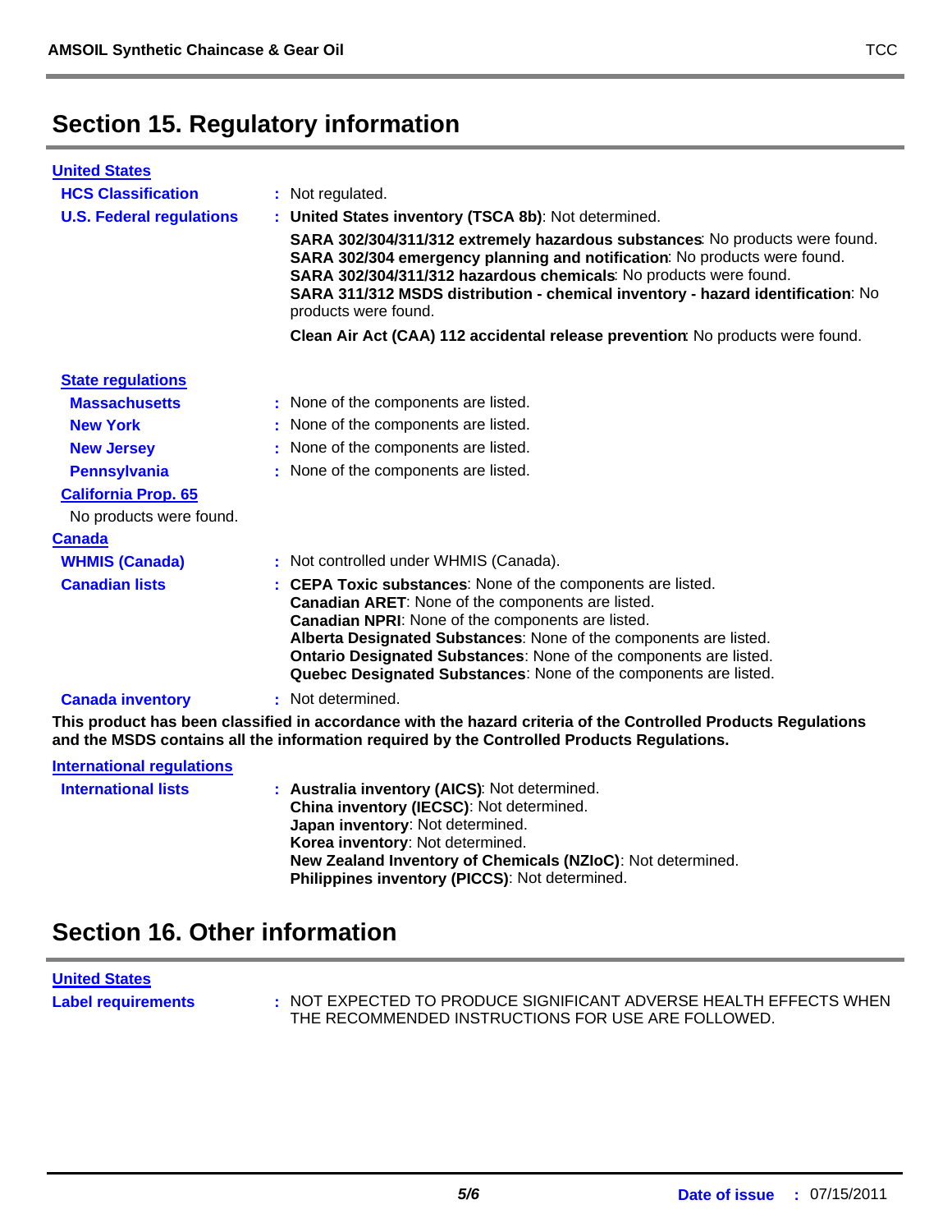## Section 15. Regulatory information

**United States**

**HCS Classification** : Not regulated.

**U.S. Federal regulations** : **United States inventory (TSCA 8b)**: Not determined.

**SARA 302/304/311/312 extremely hazardous substances**: No products were found.
**SARA 302/304 emergency planning and notification**: No products were found.
**SARA 302/304/311/312 hazardous chemicals**: No products were found.
**SARA 311/312 MSDS distribution - chemical inventory - hazard identification**: No products were found.

**Clean Air Act (CAA) 112 accidental release prevention**: No products were found.

**State regulations**

**Massachusetts** : None of the components are listed.

**New York** : None of the components are listed.

**New Jersey** : None of the components are listed.

**Pennsylvania** : None of the components are listed.

**California Prop. 65**

No products were found.

**Canada**

**WHMIS (Canada)** : Not controlled under WHMIS (Canada).

**Canadian lists** : **CEPA Toxic substances**: None of the components are listed.
**Canadian ARET**: None of the components are listed.
**Canadian NPRI**: None of the components are listed.
**Alberta Designated Substances**: None of the components are listed.
**Ontario Designated Substances**: None of the components are listed.
**Quebec Designated Substances**: None of the components are listed.

**Canada inventory** : Not determined.

**This product has been classified in accordance with the hazard criteria of the Controlled Products Regulations and the MSDS contains all the information required by the Controlled Products Regulations.**

**International regulations**

**International lists** : **Australia inventory (AICS)**: Not determined.
**China inventory (IECSC)**: Not determined.
**Japan inventory**: Not determined.
**Korea inventory**: Not determined.
**New Zealand Inventory of Chemicals (NZIoC)**: Not determined.
**Philippines inventory (PICCS)**: Not determined.

## Section 16. Other information

**United States**

**Label requirements** : NOT EXPECTED TO PRODUCE SIGNIFICANT ADVERSE HEALTH EFFECTS WHEN THE RECOMMENDED INSTRUCTIONS FOR USE ARE FOLLOWED.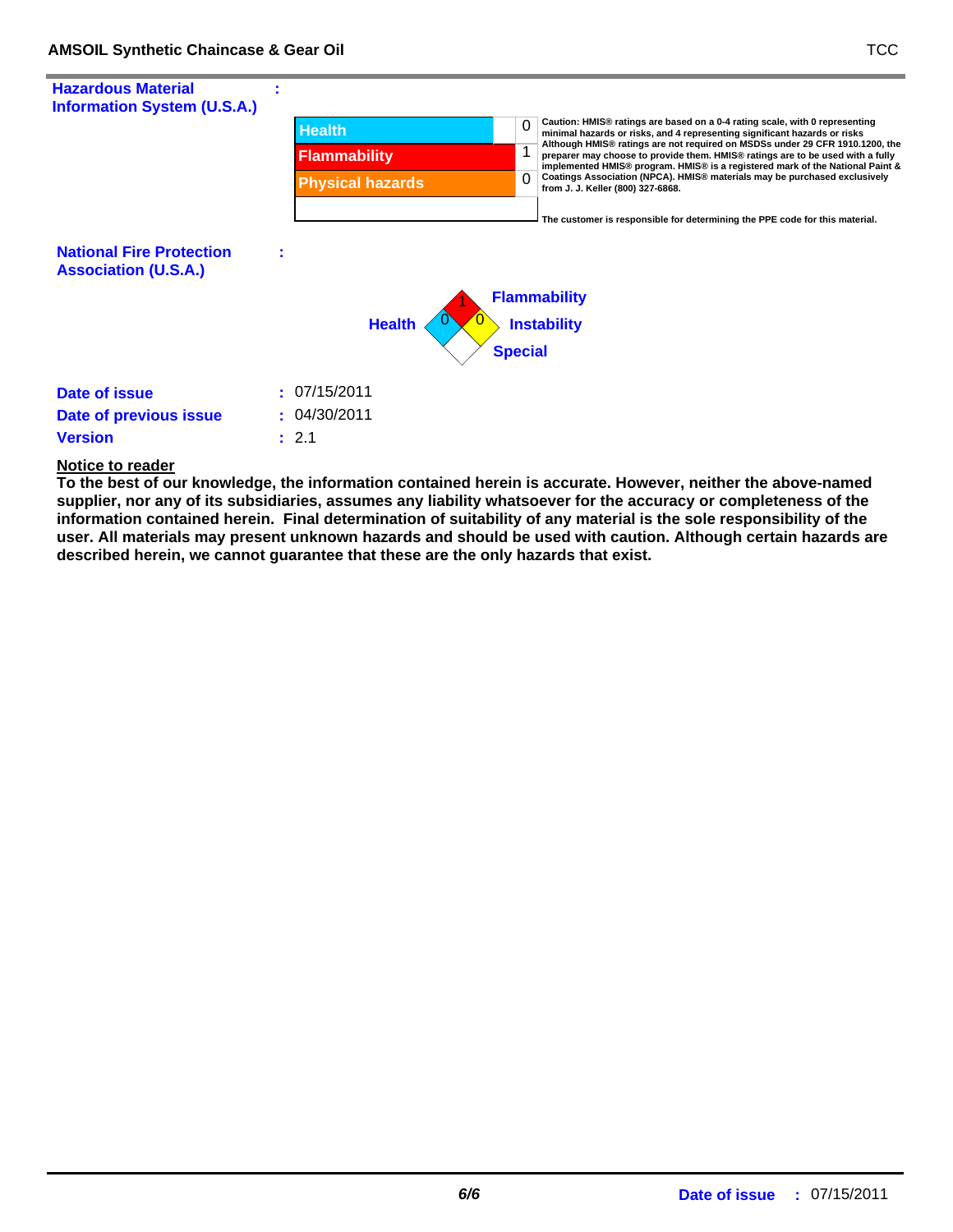**Hazardous Material Information System (U.S.A.)** :

| | |
|---|---|
| Health | 0 |
| Flammability | 1 |
| Physical hazards | 0 |

Caution: HMIS® ratings are based on a 0-4 rating scale, with 0 representing minimal hazards or risks, and 4 representing significant hazards or risks Although HMIS® ratings are not required on MSDSs under 29 CFR 1910.1200, the preparer may choose to provide them. HMIS® ratings are to be used with a fully implemented HMIS® program. HMIS® is a registered mark of the National Paint & Coatings Association (NPCA). HMIS® materials may be purchased exclusively from J. J. Keller (800) 327-6868.

The customer is responsible for determining the PPE code for this material.

**National Fire Protection Association (U.S.A.)** :

Flammability 1
Health 0
Instability 0
Special

**Date of issue** : 07/15/2011

**Date of previous issue** : 04/30/2011

**Version** : 2.1

**Notice to reader**

**To the best of our knowledge, the information contained herein is accurate. However, neither the above-named supplier, nor any of its subsidiaries, assumes any liability whatsoever for the accuracy or completeness of the information contained herein. Final determination of suitability of any material is the sole responsibility of the user. All materials may present unknown hazards and should be used with caution. Although certain hazards are described herein, we cannot guarantee that these are the only hazards that exist.**